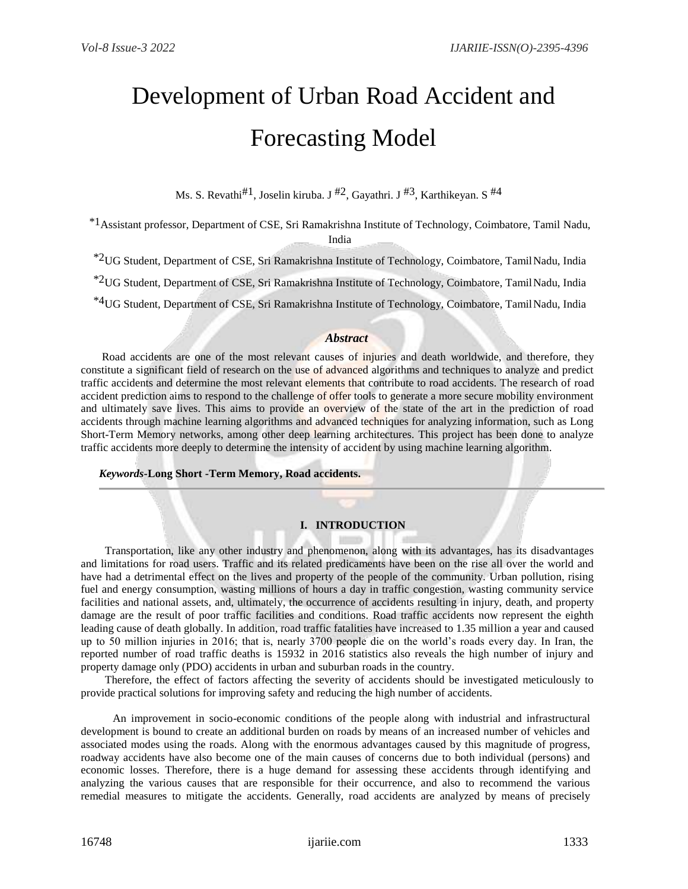# Development of Urban Road Accident and Forecasting Model

Ms. S. Revathi[#1], Joselin kiruba. J [#2], Gayathri. J [#3], Karthikeyan. S [#4]

[*1]Assistant professor, Department of CSE, Sri Ramakrishna Institute of Technology, Coimbatore, Tamil Nadu, India

[*2]UG Student, Department of CSE, Sri Ramakrishna Institute of Technology, Coimbatore, Tamil Nadu, India

[*2]UG Student, Department of CSE, Sri Ramakrishna Institute of Technology, Coimbatore, Tamil Nadu, India

[*4]UG Student, Department of CSE, Sri Ramakrishna Institute of Technology, Coimbatore, Tamil Nadu, India

### *Abstract*

Road accidents are one of the most relevant causes of injuries and death worldwide, and therefore, they constitute a significant field of research on the use of advanced algorithms and techniques to analyze and predict traffic accidents and determine the most relevant elements that contribute to road accidents. The research of road accident prediction aims to respond to the challenge of offer tools to generate a more secure mobility environment and ultimately save lives. This aims to provide an overview of the state of the art in the prediction of road accidents through machine learning algorithms and advanced techniques for analyzing information, such as Long Short-Term Memory networks, among other deep learning architectures. This project has been done to analyze traffic accidents more deeply to determine the intensity of accident by using machine learning algorithm.

***Keywords*-Long Short -Term Memory, Road accidents.**

## I. INTRODUCTION

Transportation, like any other industry and phenomenon, along with its advantages, has its disadvantages and limitations for road users. Traffic and its related predicaments have been on the rise all over the world and have had a detrimental effect on the lives and property of the people of the community. Urban pollution, rising fuel and energy consumption, wasting millions of hours a day in traffic congestion, wasting community service facilities and national assets, and, ultimately, the occurrence of accidents resulting in injury, death, and property damage are the result of poor traffic facilities and conditions. Road traffic accidents now represent the eighth leading cause of death globally. In addition, road traffic fatalities have increased to 1.35 million a year and caused up to 50 million injuries in 2016; that is, nearly 3700 people die on the world's roads every day. In Iran, the reported number of road traffic deaths is 15932 in 2016 statistics also reveals the high number of injury and property damage only (PDO) accidents in urban and suburban roads in the country.

Therefore, the effect of factors affecting the severity of accidents should be investigated meticulously to provide practical solutions for improving safety and reducing the high number of accidents.

An improvement in socio-economic conditions of the people along with industrial and infrastructural development is bound to create an additional burden on roads by means of an increased number of vehicles and associated modes using the roads. Along with the enormous advantages caused by this magnitude of progress, roadway accidents have also become one of the main causes of concerns due to both individual (persons) and economic losses. Therefore, there is a huge demand for assessing these accidents through identifying and analyzing the various causes that are responsible for their occurrence, and also to recommend the various remedial measures to mitigate the accidents. Generally, road accidents are analyzed by means of precisely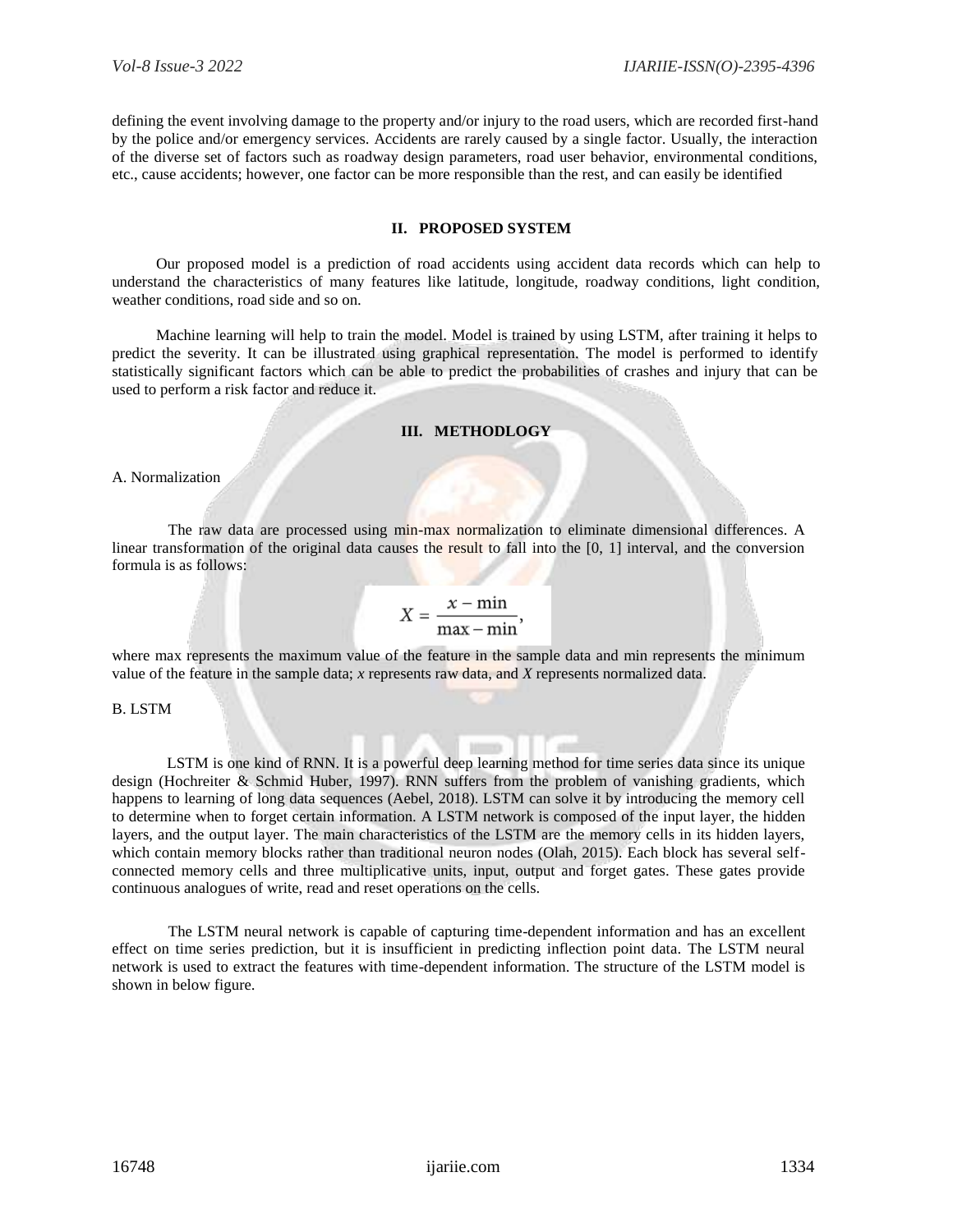defining the event involving damage to the property and/or injury to the road users, which are recorded first-hand by the police and/or emergency services. Accidents are rarely caused by a single factor. Usually, the interaction of the diverse set of factors such as roadway design parameters, road user behavior, environmental conditions, etc., cause accidents; however, one factor can be more responsible than the rest, and can easily be identified

## II. PROPOSED SYSTEM

Our proposed model is a prediction of road accidents using accident data records which can help to understand the characteristics of many features like latitude, longitude, roadway conditions, light condition, weather conditions, road side and so on.

Machine learning will help to train the model. Model is trained by using LSTM, after training it helps to predict the severity. It can be illustrated using graphical representation. The model is performed to identify statistically significant factors which can be able to predict the probabilities of crashes and injury that can be used to perform a risk factor and reduce it.

## III. METHODLOGY

### A. Normalization

The raw data are processed using min-max normalization to eliminate dimensional differences. A linear transformation of the original data causes the result to fall into the [0, 1] interval, and the conversion formula is as follows:

$$X = \frac{x - \min}{\max - \min},$$

where max represents the maximum value of the feature in the sample data and min represents the minimum value of the feature in the sample data; $x$ represents raw data, and $X$ represents normalized data.

### B. LSTM

LSTM is one kind of RNN. It is a powerful deep learning method for time series data since its unique design (Hochreiter & Schmid Huber, 1997). RNN suffers from the problem of vanishing gradients, which happens to learning of long data sequences (Aebel, 2018). LSTM can solve it by introducing the memory cell to determine when to forget certain information. A LSTM network is composed of the input layer, the hidden layers, and the output layer. The main characteristics of the LSTM are the memory cells in its hidden layers, which contain memory blocks rather than traditional neuron nodes (Olah, 2015). Each block has several self-connected memory cells and three multiplicative units, input, output and forget gates. These gates provide continuous analogues of write, read and reset operations on the cells.

The LSTM neural network is capable of capturing time-dependent information and has an excellent effect on time series prediction, but it is insufficient in predicting inflection point data. The LSTM neural network is used to extract the features with time-dependent information. The structure of the LSTM model is shown in below figure.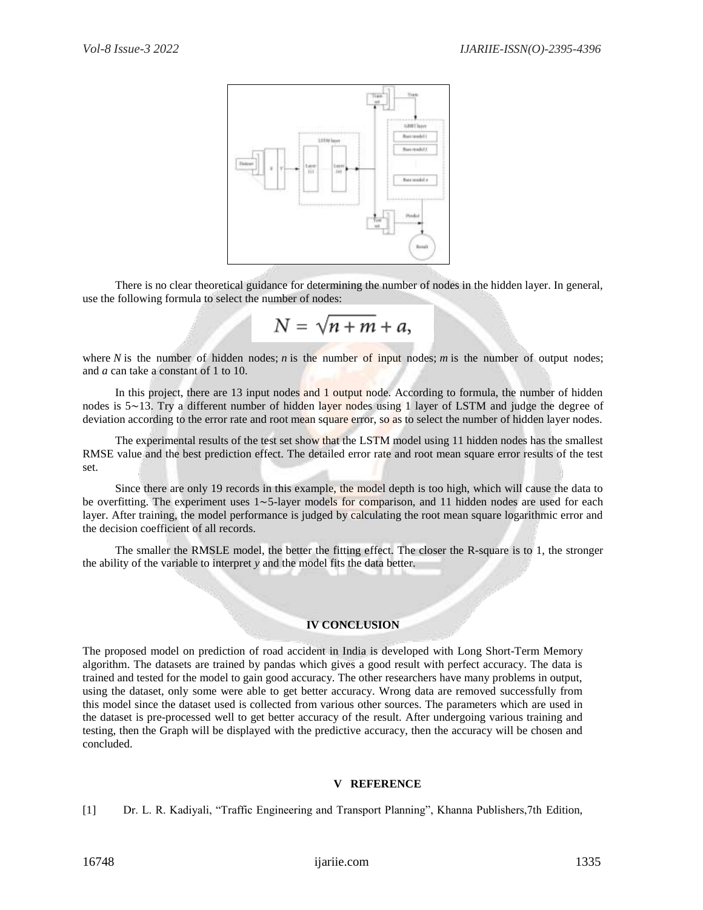There is no clear theoretical guidance for determining the number of nodes in the hidden layer. In general, use the following formula to select the number of nodes:

$$N = \sqrt{n+m} + a,$$

where $N$ is the number of hidden nodes; $n$ is the number of input nodes; $m$ is the number of output nodes; and $a$ can take a constant of 1 to 10.

In this project, there are 13 input nodes and 1 output node. According to formula, the number of hidden nodes is 5∼13. Try a different number of hidden layer nodes using 1 layer of LSTM and judge the degree of deviation according to the error rate and root mean square error, so as to select the number of hidden layer nodes.

The experimental results of the test set show that the LSTM model using 11 hidden nodes has the smallest RMSE value and the best prediction effect. The detailed error rate and root mean square error results of the test set.

Since there are only 19 records in this example, the model depth is too high, which will cause the data to be overfitting. The experiment uses 1∼5-layer models for comparison, and 11 hidden nodes are used for each layer. After training, the model performance is judged by calculating the root mean square logarithmic error and the decision coefficient of all records.

The smaller the RMSLE model, the better the fitting effect. The closer the R-square is to 1, the stronger the ability of the variable to interpret $y$ and the model fits the data better.

## IV CONCLUSION

The proposed model on prediction of road accident in India is developed with Long Short-Term Memory algorithm. The datasets are trained by pandas which gives a good result with perfect accuracy. The data is trained and tested for the model to gain good accuracy. The other researchers have many problems in output, using the dataset, only some were able to get better accuracy. Wrong data are removed successfully from this model since the dataset used is collected from various other sources. The parameters which are used in the dataset is pre-processed well to get better accuracy of the result. After undergoing various training and testing, then the Graph will be displayed with the predictive accuracy, then the accuracy will be chosen and concluded.

## V REFERENCE

[1] Dr. L. R. Kadiyali, "Traffic Engineering and Transport Planning", Khanna Publishers,7th Edition,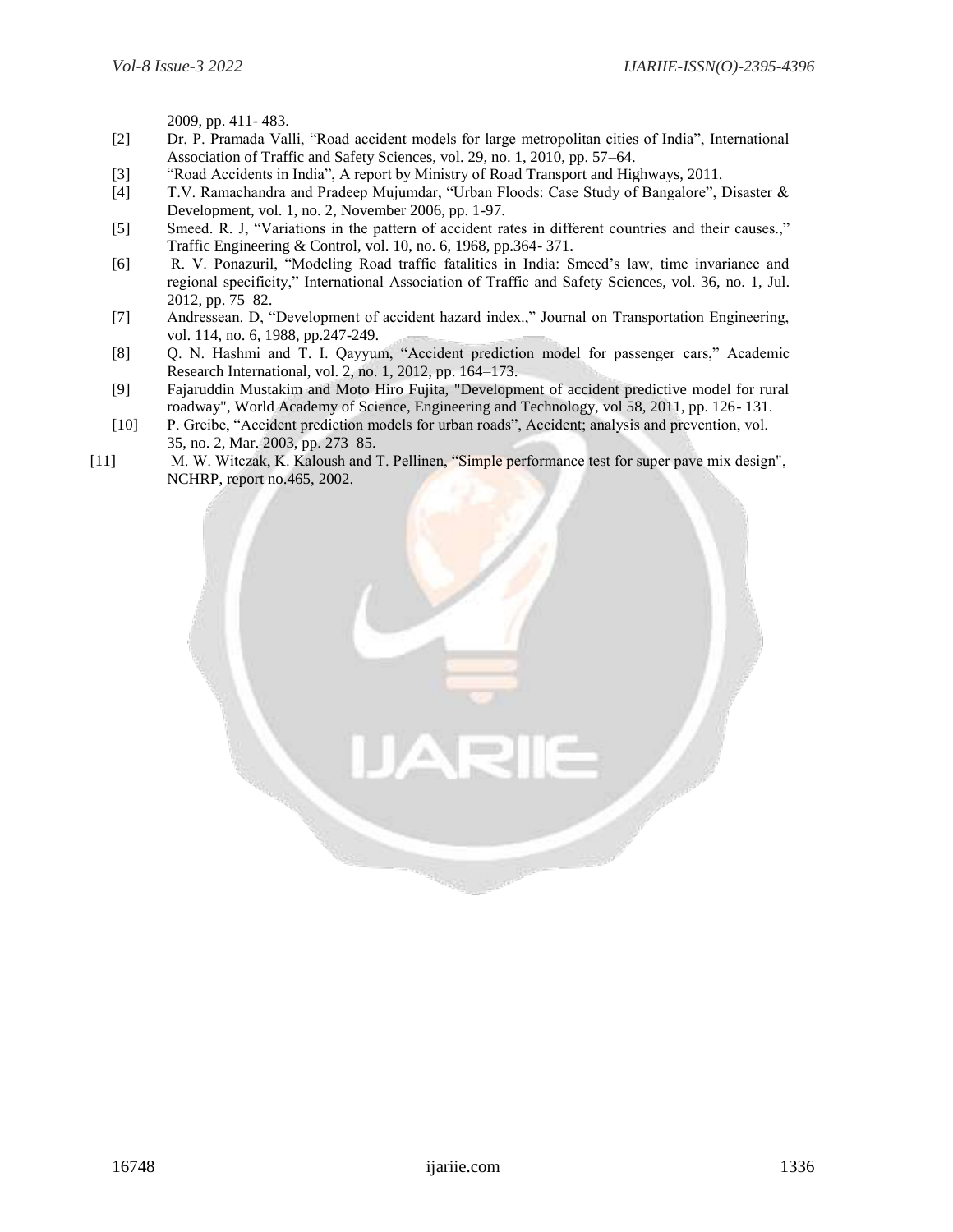2009, pp. 411- 483.

[2] Dr. P. Pramada Valli, "Road accident models for large metropolitan cities of India", International Association of Traffic and Safety Sciences, vol. 29, no. 1, 2010, pp. 57–64.

[3] "Road Accidents in India", A report by Ministry of Road Transport and Highways, 2011.

[4] T.V. Ramachandra and Pradeep Mujumdar, "Urban Floods: Case Study of Bangalore", Disaster & Development, vol. 1, no. 2, November 2006, pp. 1-97.

[5] Smeed. R. J, "Variations in the pattern of accident rates in different countries and their causes.," Traffic Engineering & Control, vol. 10, no. 6, 1968, pp.364- 371.

[6] R. V. Ponazuril, "Modeling Road traffic fatalities in India: Smeed's law, time invariance and regional specificity," International Association of Traffic and Safety Sciences, vol. 36, no. 1, Jul. 2012, pp. 75–82.

[7] Andressean. D, "Development of accident hazard index.," Journal on Transportation Engineering, vol. 114, no. 6, 1988, pp.247-249.

[8] Q. N. Hashmi and T. I. Qayyum, "Accident prediction model for passenger cars," Academic Research International, vol. 2, no. 1, 2012, pp. 164–173.

[9] Fajaruddin Mustakim and Moto Hiro Fujita, "Development of accident predictive model for rural roadway", World Academy of Science, Engineering and Technology, vol 58, 2011, pp. 126- 131.

[10] P. Greibe, "Accident prediction models for urban roads", Accident; analysis and prevention, vol. 35, no. 2, Mar. 2003, pp. 273–85.

[11] M. W. Witczak, K. Kaloush and T. Pellinen, "Simple performance test for super pave mix design", NCHRP, report no.465, 2002.